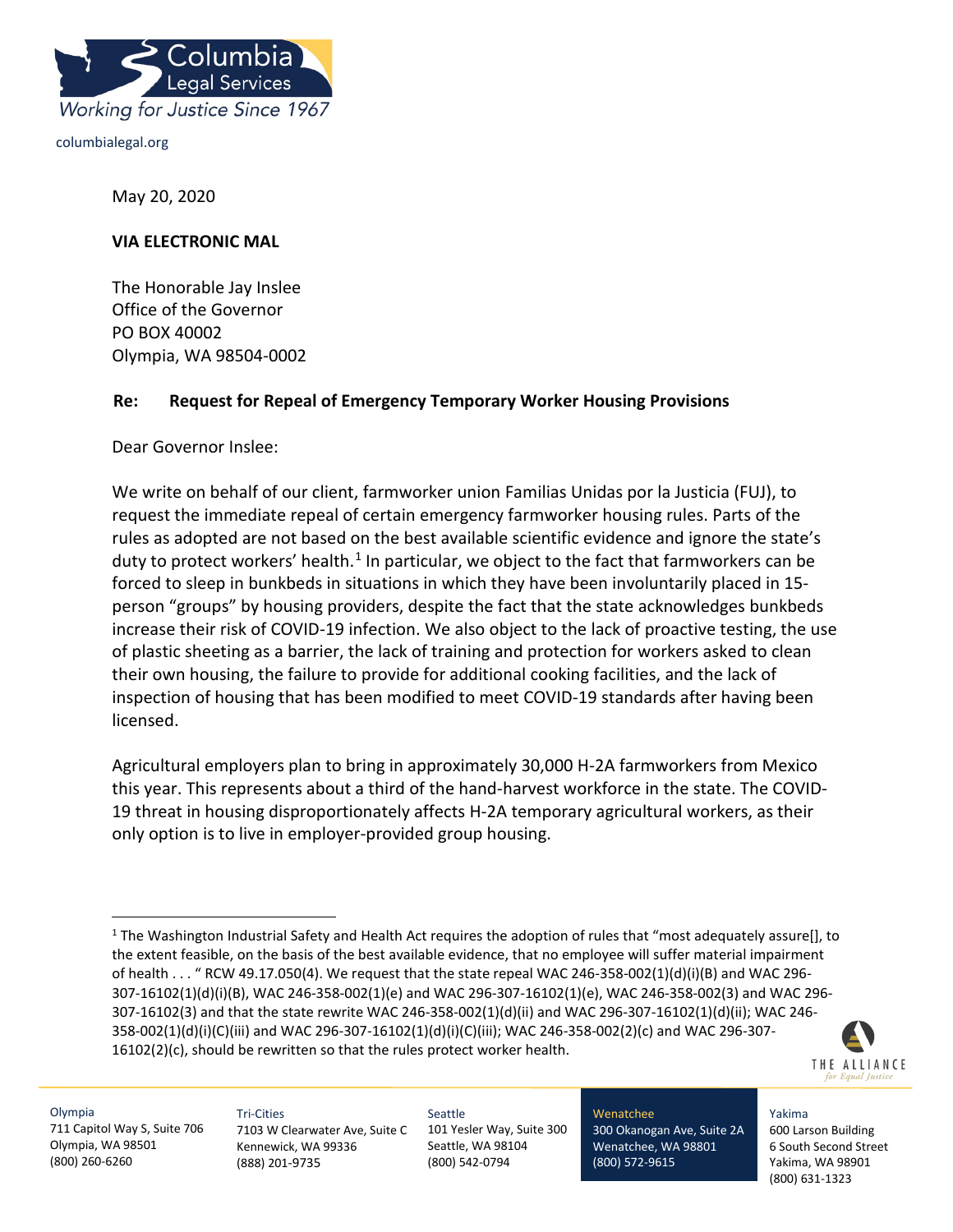Columbia Legal Services

Working for Justice Since 1967

columbialegal.org

May 20, 2020

**VIA ELECTRONIC MAL**

The Honorable Jay Inslee
Office of the Governor
PO BOX 40002
Olympia, WA 98504-0002

**Re: Request for Repeal of Emergency Temporary Worker Housing Provisions**

Dear Governor Inslee:

We write on behalf of our client, farmworker union Familias Unidas por la Justicia (FUJ), to request the immediate repeal of certain emergency farmworker housing rules. Parts of the rules as adopted are not based on the best available scientific evidence and ignore the state's duty to protect workers' health.[1] In particular, we object to the fact that farmworkers can be forced to sleep in bunkbeds in situations in which they have been involuntarily placed in 15-person "groups" by housing providers, despite the fact that the state acknowledges bunkbeds increase their risk of COVID-19 infection. We also object to the lack of proactive testing, the use of plastic sheeting as a barrier, the lack of training and protection for workers asked to clean their own housing, the failure to provide for additional cooking facilities, and the lack of inspection of housing that has been modified to meet COVID-19 standards after having been licensed.

Agricultural employers plan to bring in approximately 30,000 H-2A farmworkers from Mexico this year. This represents about a third of the hand-harvest workforce in the state. The COVID-19 threat in housing disproportionately affects H-2A temporary agricultural workers, as their only option is to live in employer-provided group housing.

[1] The Washington Industrial Safety and Health Act requires the adoption of rules that "most adequately assure[], to the extent feasible, on the basis of the best available evidence, that no employee will suffer material impairment of health . . . " RCW 49.17.050(4). We request that the state repeal WAC 246-358-002(1)(d)(i)(B) and WAC 296-307-16102(1)(d)(i)(B), WAC 246-358-002(1)(e) and WAC 296-307-16102(1)(e), WAC 246-358-002(3) and WAC 296-307-16102(3) and that the state rewrite WAC 246-358-002(1)(d)(ii) and WAC 296-307-16102(1)(d)(ii); WAC 246-358-002(1)(d)(i)(C)(iii) and WAC 296-307-16102(1)(d)(i)(C)(iii); WAC 246-358-002(2)(c) and WAC 296-307-16102(2)(c), should be rewritten so that the rules protect worker health.

THE ALLIANCE *for Equal Justice*

Olympia
711 Capitol Way S, Suite 706
Olympia, WA 98501
(800) 260-6260

Tri-Cities
7103 W Clearwater Ave, Suite C
Kennewick, WA 99336
(888) 201-9735

Seattle
101 Yesler Way, Suite 300
Seattle, WA 98104
(800) 542-0794

Wenatchee
300 Okanogan Ave, Suite 2A
Wenatchee, WA 98801
(800) 572-9615

Yakima
600 Larson Building
6 South Second Street
Yakima, WA 98901
(800) 631-1323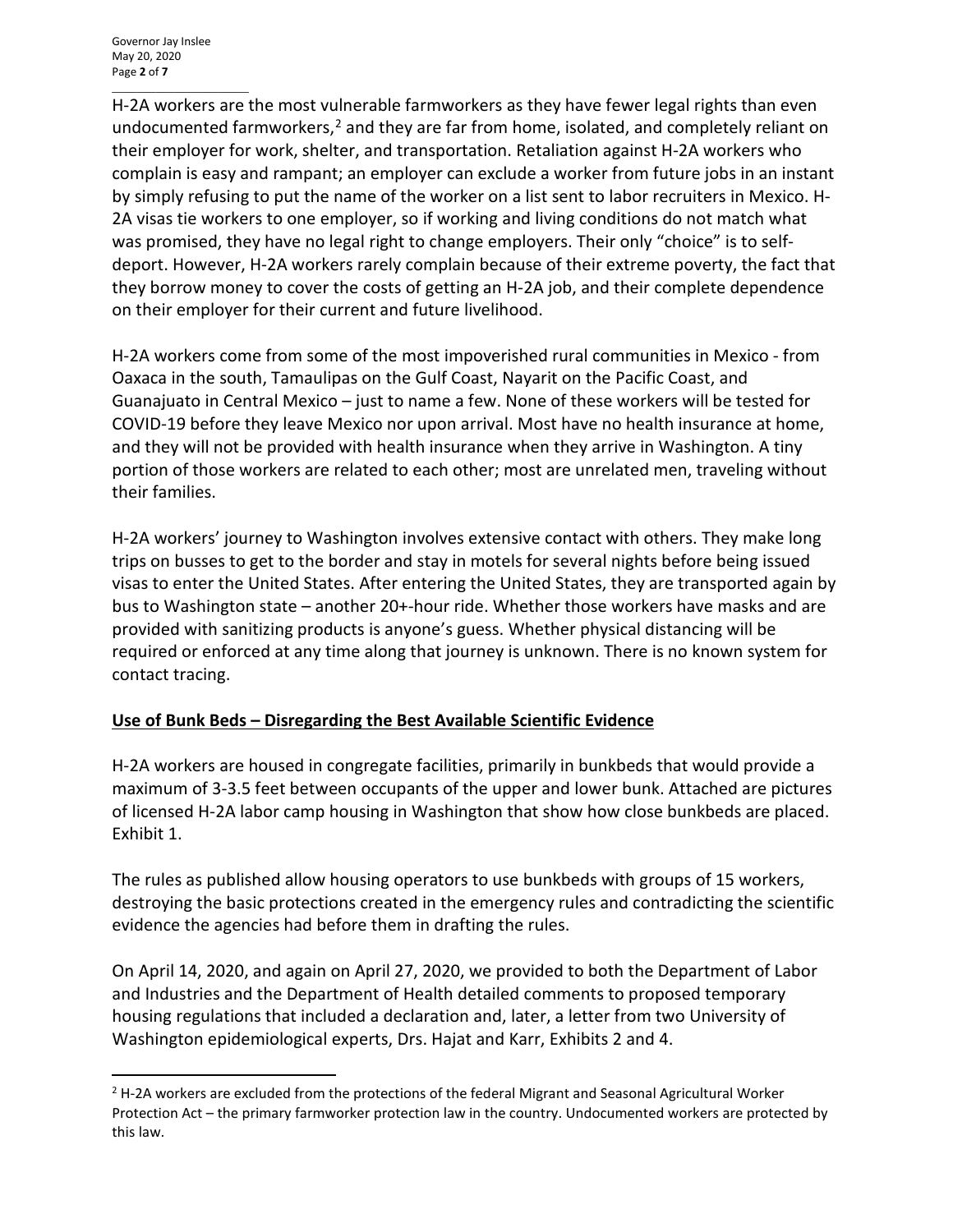H-2A workers are the most vulnerable farmworkers as they have fewer legal rights than even undocumented farmworkers,[2] and they are far from home, isolated, and completely reliant on their employer for work, shelter, and transportation. Retaliation against H-2A workers who complain is easy and rampant; an employer can exclude a worker from future jobs in an instant by simply refusing to put the name of the worker on a list sent to labor recruiters in Mexico. H-2A visas tie workers to one employer, so if working and living conditions do not match what was promised, they have no legal right to change employers. Their only "choice" is to self-deport. However, H-2A workers rarely complain because of their extreme poverty, the fact that they borrow money to cover the costs of getting an H-2A job, and their complete dependence on their employer for their current and future livelihood.

H-2A workers come from some of the most impoverished rural communities in Mexico - from Oaxaca in the south, Tamaulipas on the Gulf Coast, Nayarit on the Pacific Coast, and Guanajuato in Central Mexico – just to name a few. None of these workers will be tested for COVID-19 before they leave Mexico nor upon arrival. Most have no health insurance at home, and they will not be provided with health insurance when they arrive in Washington. A tiny portion of those workers are related to each other; most are unrelated men, traveling without their families.

H-2A workers' journey to Washington involves extensive contact with others. They make long trips on busses to get to the border and stay in motels for several nights before being issued visas to enter the United States. After entering the United States, they are transported again by bus to Washington state – another 20+-hour ride. Whether those workers have masks and are provided with sanitizing products is anyone's guess. Whether physical distancing will be required or enforced at any time along that journey is unknown. There is no known system for contact tracing.

## Use of Bunk Beds – Disregarding the Best Available Scientific Evidence

H-2A workers are housed in congregate facilities, primarily in bunkbeds that would provide a maximum of 3-3.5 feet between occupants of the upper and lower bunk. Attached are pictures of licensed H-2A labor camp housing in Washington that show how close bunkbeds are placed. Exhibit 1.

The rules as published allow housing operators to use bunkbeds with groups of 15 workers, destroying the basic protections created in the emergency rules and contradicting the scientific evidence the agencies had before them in drafting the rules.

On April 14, 2020, and again on April 27, 2020, we provided to both the Department of Labor and Industries and the Department of Health detailed comments to proposed temporary housing regulations that included a declaration and, later, a letter from two University of Washington epidemiological experts, Drs. Hajat and Karr, Exhibits 2 and 4.

---

[2] H-2A workers are excluded from the protections of the federal Migrant and Seasonal Agricultural Worker Protection Act – the primary farmworker protection law in the country. Undocumented workers are protected by this law.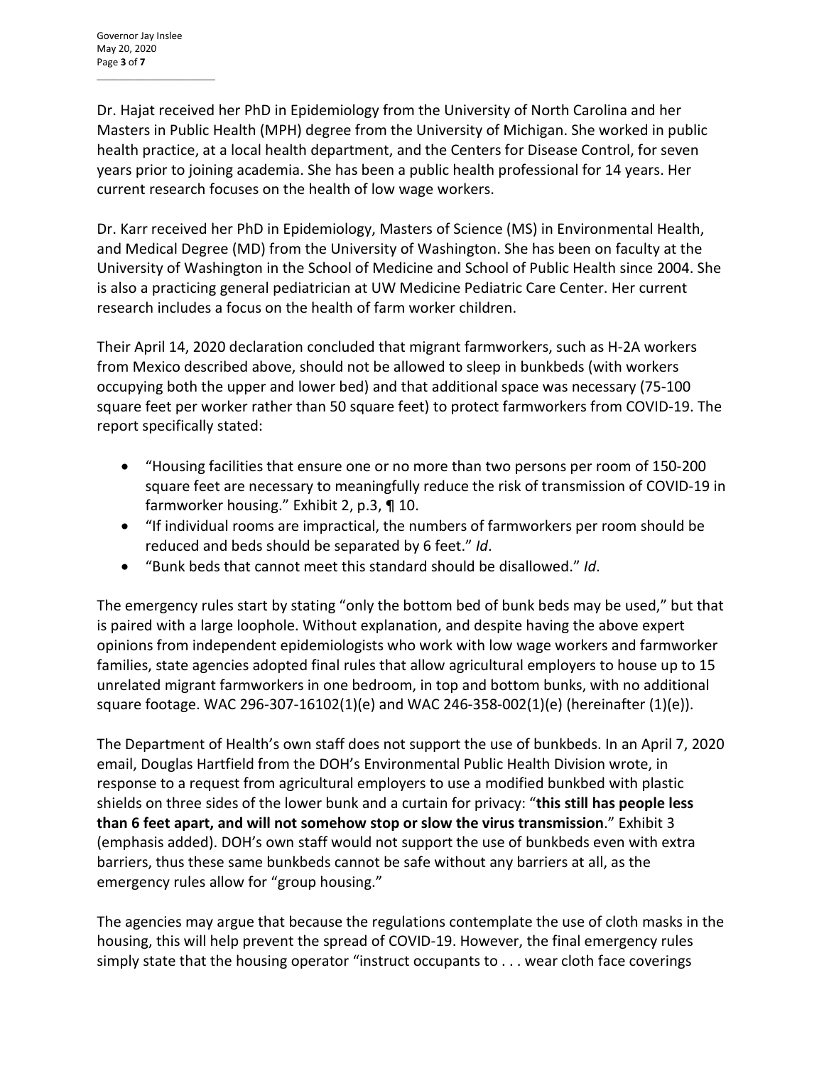Dr. Hajat received her PhD in Epidemiology from the University of North Carolina and her Masters in Public Health (MPH) degree from the University of Michigan. She worked in public health practice, at a local health department, and the Centers for Disease Control, for seven years prior to joining academia. She has been a public health professional for 14 years. Her current research focuses on the health of low wage workers.

Dr. Karr received her PhD in Epidemiology, Masters of Science (MS) in Environmental Health, and Medical Degree (MD) from the University of Washington. She has been on faculty at the University of Washington in the School of Medicine and School of Public Health since 2004. She is also a practicing general pediatrician at UW Medicine Pediatric Care Center. Her current research includes a focus on the health of farm worker children.

Their April 14, 2020 declaration concluded that migrant farmworkers, such as H-2A workers from Mexico described above, should not be allowed to sleep in bunkbeds (with workers occupying both the upper and lower bed) and that additional space was necessary (75-100 square feet per worker rather than 50 square feet) to protect farmworkers from COVID-19. The report specifically stated:

- "Housing facilities that ensure one or no more than two persons per room of 150-200 square feet are necessary to meaningfully reduce the risk of transmission of COVID-19 in farmworker housing." Exhibit 2, p.3, ¶ 10.
- "If individual rooms are impractical, the numbers of farmworkers per room should be reduced and beds should be separated by 6 feet." *Id*.
- "Bunk beds that cannot meet this standard should be disallowed." *Id*.

The emergency rules start by stating "only the bottom bed of bunk beds may be used," but that is paired with a large loophole. Without explanation, and despite having the above expert opinions from independent epidemiologists who work with low wage workers and farmworker families, state agencies adopted final rules that allow agricultural employers to house up to 15 unrelated migrant farmworkers in one bedroom, in top and bottom bunks, with no additional square footage. WAC 296-307-16102(1)(e) and WAC 246-358-002(1)(e) (hereinafter (1)(e)).

The Department of Health's own staff does not support the use of bunkbeds. In an April 7, 2020 email, Douglas Hartfield from the DOH's Environmental Public Health Division wrote, in response to a request from agricultural employers to use a modified bunkbed with plastic shields on three sides of the lower bunk and a curtain for privacy: "**this still has people less than 6 feet apart, and will not somehow stop or slow the virus transmission**." Exhibit 3 (emphasis added). DOH's own staff would not support the use of bunkbeds even with extra barriers, thus these same bunkbeds cannot be safe without any barriers at all, as the emergency rules allow for "group housing."

The agencies may argue that because the regulations contemplate the use of cloth masks in the housing, this will help prevent the spread of COVID-19. However, the final emergency rules simply state that the housing operator "instruct occupants to . . . wear cloth face coverings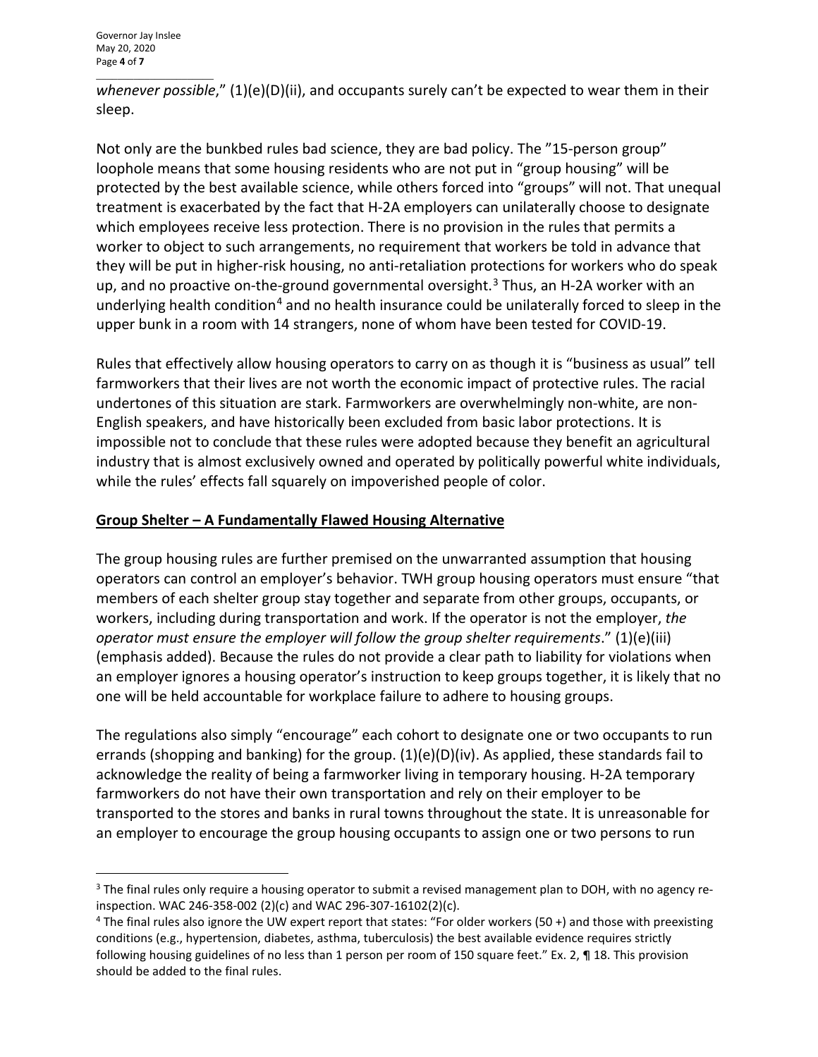*whenever possible*," (1)(e)(D)(ii), and occupants surely can't be expected to wear them in their sleep.

Not only are the bunkbed rules bad science, they are bad policy. The "15-person group" loophole means that some housing residents who are not put in "group housing" will be protected by the best available science, while others forced into "groups" will not. That unequal treatment is exacerbated by the fact that H-2A employers can unilaterally choose to designate which employees receive less protection. There is no provision in the rules that permits a worker to object to such arrangements, no requirement that workers be told in advance that they will be put in higher-risk housing, no anti-retaliation protections for workers who do speak up, and no proactive on-the-ground governmental oversight.[3] Thus, an H-2A worker with an underlying health condition[4] and no health insurance could be unilaterally forced to sleep in the upper bunk in a room with 14 strangers, none of whom have been tested for COVID-19.

Rules that effectively allow housing operators to carry on as though it is "business as usual" tell farmworkers that their lives are not worth the economic impact of protective rules. The racial undertones of this situation are stark. Farmworkers are overwhelmingly non-white, are non-English speakers, and have historically been excluded from basic labor protections. It is impossible not to conclude that these rules were adopted because they benefit an agricultural industry that is almost exclusively owned and operated by politically powerful white individuals, while the rules' effects fall squarely on impoverished people of color.

## Group Shelter – A Fundamentally Flawed Housing Alternative

The group housing rules are further premised on the unwarranted assumption that housing operators can control an employer's behavior. TWH group housing operators must ensure "that members of each shelter group stay together and separate from other groups, occupants, or workers, including during transportation and work. If the operator is not the employer, *the operator must ensure the employer will follow the group shelter requirements*." (1)(e)(iii) (emphasis added). Because the rules do not provide a clear path to liability for violations when an employer ignores a housing operator's instruction to keep groups together, it is likely that no one will be held accountable for workplace failure to adhere to housing groups.

The regulations also simply "encourage" each cohort to designate one or two occupants to run errands (shopping and banking) for the group. (1)(e)(D)(iv). As applied, these standards fail to acknowledge the reality of being a farmworker living in temporary housing. H-2A temporary farmworkers do not have their own transportation and rely on their employer to be transported to the stores and banks in rural towns throughout the state. It is unreasonable for an employer to encourage the group housing occupants to assign one or two persons to run

---

[3] The final rules only require a housing operator to submit a revised management plan to DOH, with no agency re-inspection. WAC 246-358-002 (2)(c) and WAC 296-307-16102(2)(c).

[4] The final rules also ignore the UW expert report that states: "For older workers (50 +) and those with preexisting conditions (e.g., hypertension, diabetes, asthma, tuberculosis) the best available evidence requires strictly following housing guidelines of no less than 1 person per room of 150 square feet." Ex. 2, ¶ 18. This provision should be added to the final rules.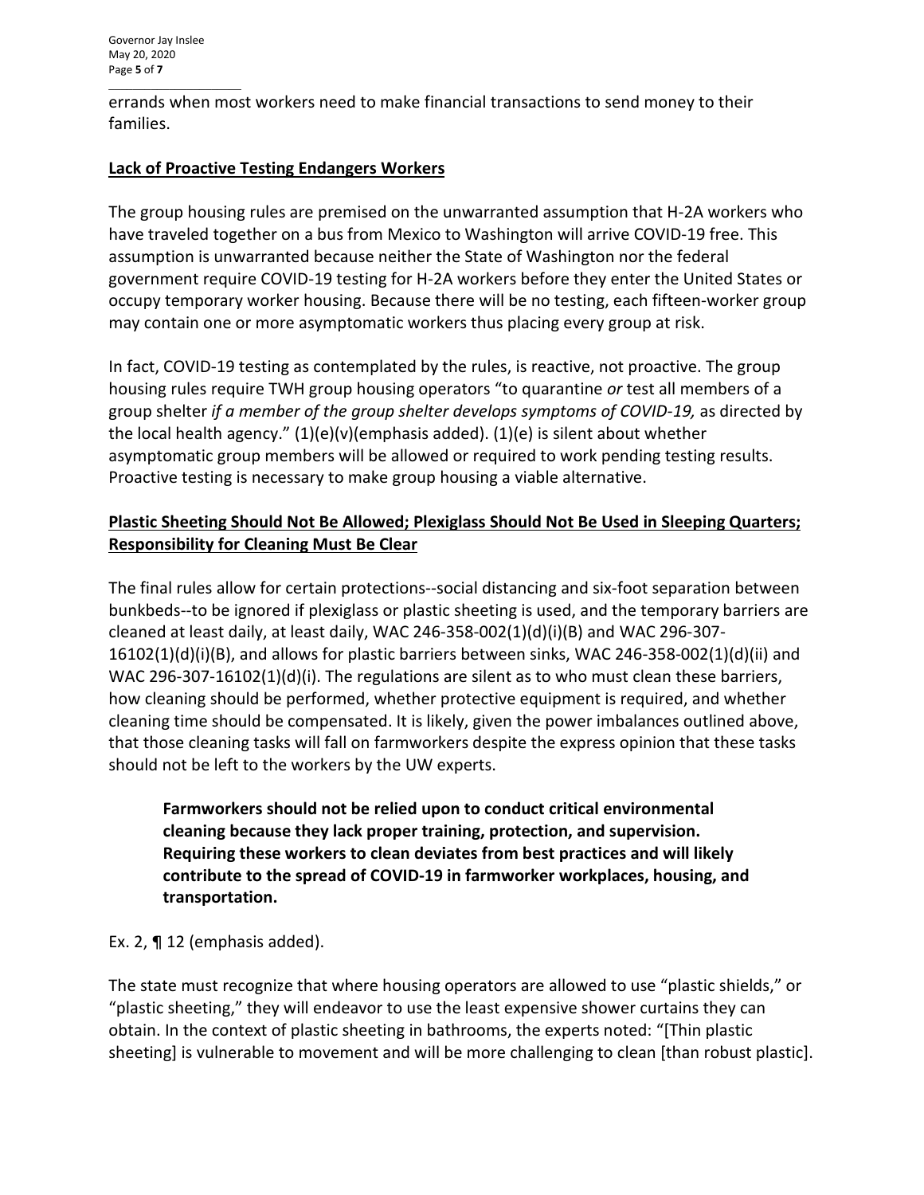errands when most workers need to make financial transactions to send money to their families.

**<u>Lack of Proactive Testing Endangers Workers</u>**

The group housing rules are premised on the unwarranted assumption that H-2A workers who have traveled together on a bus from Mexico to Washington will arrive COVID-19 free. This assumption is unwarranted because neither the State of Washington nor the federal government require COVID-19 testing for H-2A workers before they enter the United States or occupy temporary worker housing. Because there will be no testing, each fifteen-worker group may contain one or more asymptomatic workers thus placing every group at risk.

In fact, COVID-19 testing as contemplated by the rules, is reactive, not proactive. The group housing rules require TWH group housing operators "to quarantine *or* test all members of a group shelter *if a member of the group shelter develops symptoms of COVID-19,* as directed by the local health agency." (1)(e)(v)(emphasis added). (1)(e) is silent about whether asymptomatic group members will be allowed or required to work pending testing results. Proactive testing is necessary to make group housing a viable alternative.

**<u>Plastic Sheeting Should Not Be Allowed; Plexiglass Should Not Be Used in Sleeping Quarters; Responsibility for Cleaning Must Be Clear</u>**

The final rules allow for certain protections--social distancing and six-foot separation between bunkbeds--to be ignored if plexiglass or plastic sheeting is used, and the temporary barriers are cleaned at least daily, at least daily, WAC 246-358-002(1)(d)(i)(B) and WAC 296-307-16102(1)(d)(i)(B), and allows for plastic barriers between sinks, WAC 246-358-002(1)(d)(ii) and WAC 296-307-16102(1)(d)(i). The regulations are silent as to who must clean these barriers, how cleaning should be performed, whether protective equipment is required, and whether cleaning time should be compensated. It is likely, given the power imbalances outlined above, that those cleaning tasks will fall on farmworkers despite the express opinion that these tasks should not be left to the workers by the UW experts.

> **Farmworkers should not be relied upon to conduct critical environmental cleaning because they lack proper training, protection, and supervision. Requiring these workers to clean deviates from best practices and will likely contribute to the spread of COVID-19 in farmworker workplaces, housing, and transportation.**

Ex. 2, ¶ 12 (emphasis added).

The state must recognize that where housing operators are allowed to use "plastic shields," or "plastic sheeting," they will endeavor to use the least expensive shower curtains they can obtain. In the context of plastic sheeting in bathrooms, the experts noted: "[Thin plastic sheeting] is vulnerable to movement and will be more challenging to clean [than robust plastic].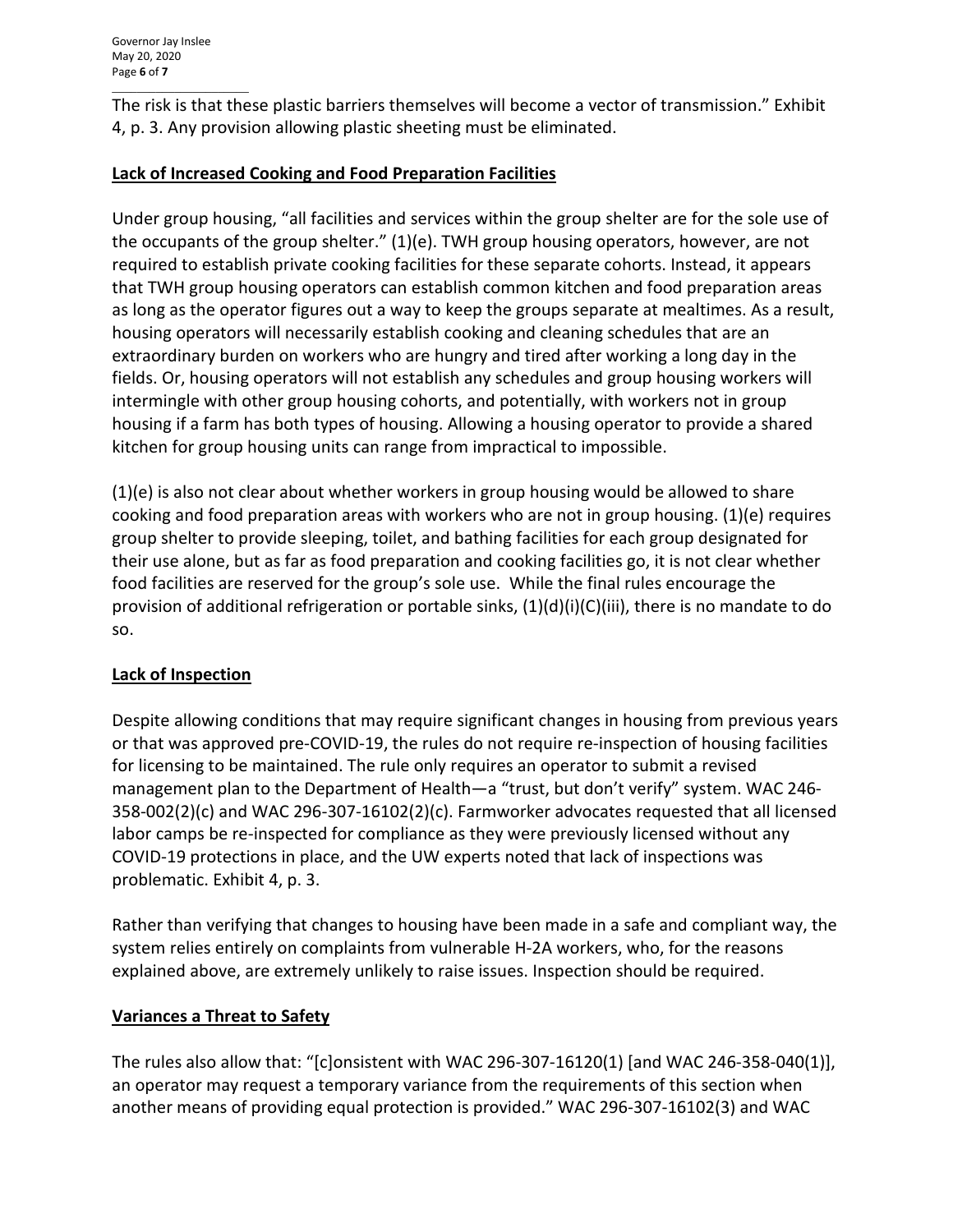The risk is that these plastic barriers themselves will become a vector of transmission." Exhibit 4, p. 3. Any provision allowing plastic sheeting must be eliminated.

**Lack of Increased Cooking and Food Preparation Facilities**

Under group housing, "all facilities and services within the group shelter are for the sole use of the occupants of the group shelter." (1)(e). TWH group housing operators, however, are not required to establish private cooking facilities for these separate cohorts. Instead, it appears that TWH group housing operators can establish common kitchen and food preparation areas as long as the operator figures out a way to keep the groups separate at mealtimes. As a result, housing operators will necessarily establish cooking and cleaning schedules that are an extraordinary burden on workers who are hungry and tired after working a long day in the fields. Or, housing operators will not establish any schedules and group housing workers will intermingle with other group housing cohorts, and potentially, with workers not in group housing if a farm has both types of housing. Allowing a housing operator to provide a shared kitchen for group housing units can range from impractical to impossible.

(1)(e) is also not clear about whether workers in group housing would be allowed to share cooking and food preparation areas with workers who are not in group housing. (1)(e) requires group shelter to provide sleeping, toilet, and bathing facilities for each group designated for their use alone, but as far as food preparation and cooking facilities go, it is not clear whether food facilities are reserved for the group's sole use. While the final rules encourage the provision of additional refrigeration or portable sinks, (1)(d)(i)(C)(iii), there is no mandate to do so.

**Lack of Inspection**

Despite allowing conditions that may require significant changes in housing from previous years or that was approved pre-COVID-19, the rules do not require re-inspection of housing facilities for licensing to be maintained. The rule only requires an operator to submit a revised management plan to the Department of Health—a "trust, but don't verify" system. WAC 246-358-002(2)(c) and WAC 296-307-16102(2)(c). Farmworker advocates requested that all licensed labor camps be re-inspected for compliance as they were previously licensed without any COVID-19 protections in place, and the UW experts noted that lack of inspections was problematic. Exhibit 4, p. 3.

Rather than verifying that changes to housing have been made in a safe and compliant way, the system relies entirely on complaints from vulnerable H-2A workers, who, for the reasons explained above, are extremely unlikely to raise issues. Inspection should be required.

**Variances a Threat to Safety**

The rules also allow that: "[c]onsistent with WAC 296-307-16120(1) [and WAC 246-358-040(1)], an operator may request a temporary variance from the requirements of this section when another means of providing equal protection is provided." WAC 296-307-16102(3) and WAC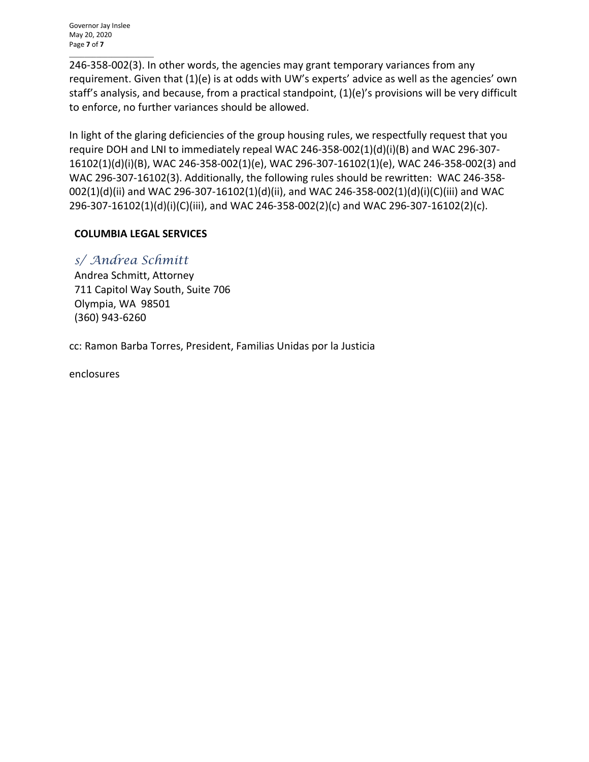246-358-002(3). In other words, the agencies may grant temporary variances from any requirement. Given that (1)(e) is at odds with UW's experts' advice as well as the agencies' own staff's analysis, and because, from a practical standpoint, (1)(e)'s provisions will be very difficult to enforce, no further variances should be allowed.

In light of the glaring deficiencies of the group housing rules, we respectfully request that you require DOH and LNI to immediately repeal WAC 246-358-002(1)(d)(i)(B) and WAC 296-307-16102(1)(d)(i)(B), WAC 246-358-002(1)(e), WAC 296-307-16102(1)(e), WAC 246-358-002(3) and WAC 296-307-16102(3). Additionally, the following rules should be rewritten: WAC 246-358-002(1)(d)(ii) and WAC 296-307-16102(1)(d)(ii), and WAC 246-358-002(1)(d)(i)(C)(iii) and WAC 296-307-16102(1)(d)(i)(C)(iii), and WAC 246-358-002(2)(c) and WAC 296-307-16102(2)(c).

**COLUMBIA LEGAL SERVICES**

*s/ Andrea Schmitt*
Andrea Schmitt, Attorney
711 Capitol Way South, Suite 706
Olympia, WA 98501
(360) 943-6260

cc: Ramon Barba Torres, President, Familias Unidas por la Justicia

enclosures